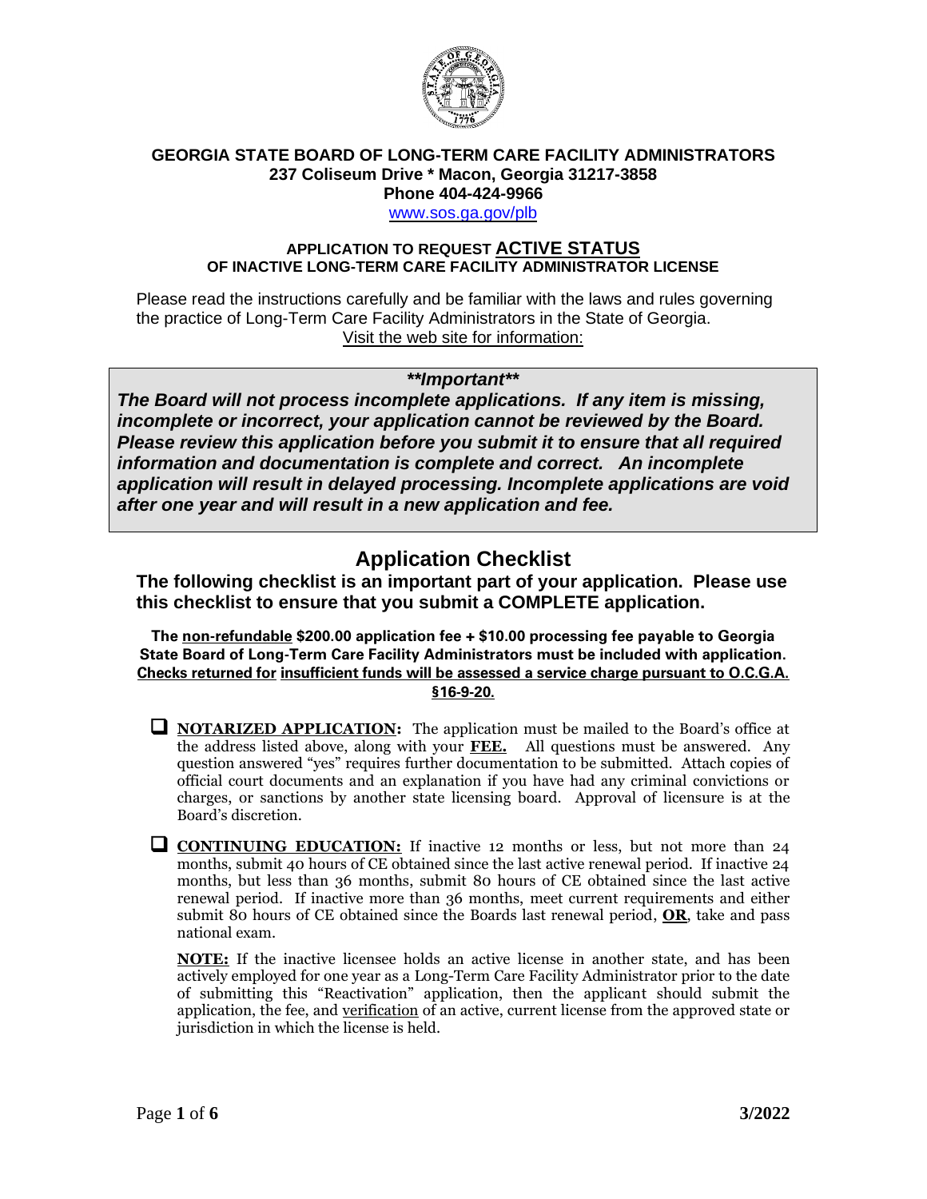**GEORGIA STATE BOARD OF LONG-TERM CARE FACILITY ADMINISTRATORS**
**237 Coliseum Drive * Macon, Georgia 31217-3858**
**Phone 404-424-9966**
www.sos.ga.gov/plb

**APPLICATION TO REQUEST ACTIVE STATUS**
**OF INACTIVE LONG-TERM CARE FACILITY ADMINISTRATOR LICENSE**

Please read the instructions carefully and be familiar with the laws and rules governing the practice of Long-Term Care Facility Administrators in the State of Georgia. Visit the web site for information:

***\*\*Important\*\****

***The Board will not process incomplete applications. If any item is missing, incomplete or incorrect, your application cannot be reviewed by the Board. Please review this application before you submit it to ensure that all required information and documentation is complete and correct. An incomplete application will result in delayed processing. Incomplete applications are void after one year and will result in a new application and fee.***

# Application Checklist

**The following checklist is an important part of your application. Please use this checklist to ensure that you submit a COMPLETE application.**

**The non-refundable $200.00 application fee + $10.00 processing fee payable to Georgia State Board of Long-Term Care Facility Administrators must be included with application. Checks returned for insufficient funds will be assessed a service charge pursuant to O.C.G.A. §16-9-20.**

- ☐ **NOTARIZED APPLICATION:** The application must be mailed to the Board's office at the address listed above, along with your **FEE.** All questions must be answered. Any question answered "yes" requires further documentation to be submitted. Attach copies of official court documents and an explanation if you have had any criminal convictions or charges, or sanctions by another state licensing board. Approval of licensure is at the Board's discretion.

- ☐ **CONTINUING EDUCATION:** If inactive 12 months or less, but not more than 24 months, submit 40 hours of CE obtained since the last active renewal period. If inactive 24 months, but less than 36 months, submit 80 hours of CE obtained since the last active renewal period. If inactive more than 36 months, meet current requirements and either submit 80 hours of CE obtained since the Boards last renewal period, **OR**, take and pass national exam.

  **NOTE:** If the inactive licensee holds an active license in another state, and has been actively employed for one year as a Long-Term Care Facility Administrator prior to the date of submitting this "Reactivation" application, then the applicant should submit the application, the fee, and verification of an active, current license from the approved state or jurisdiction in which the license is held.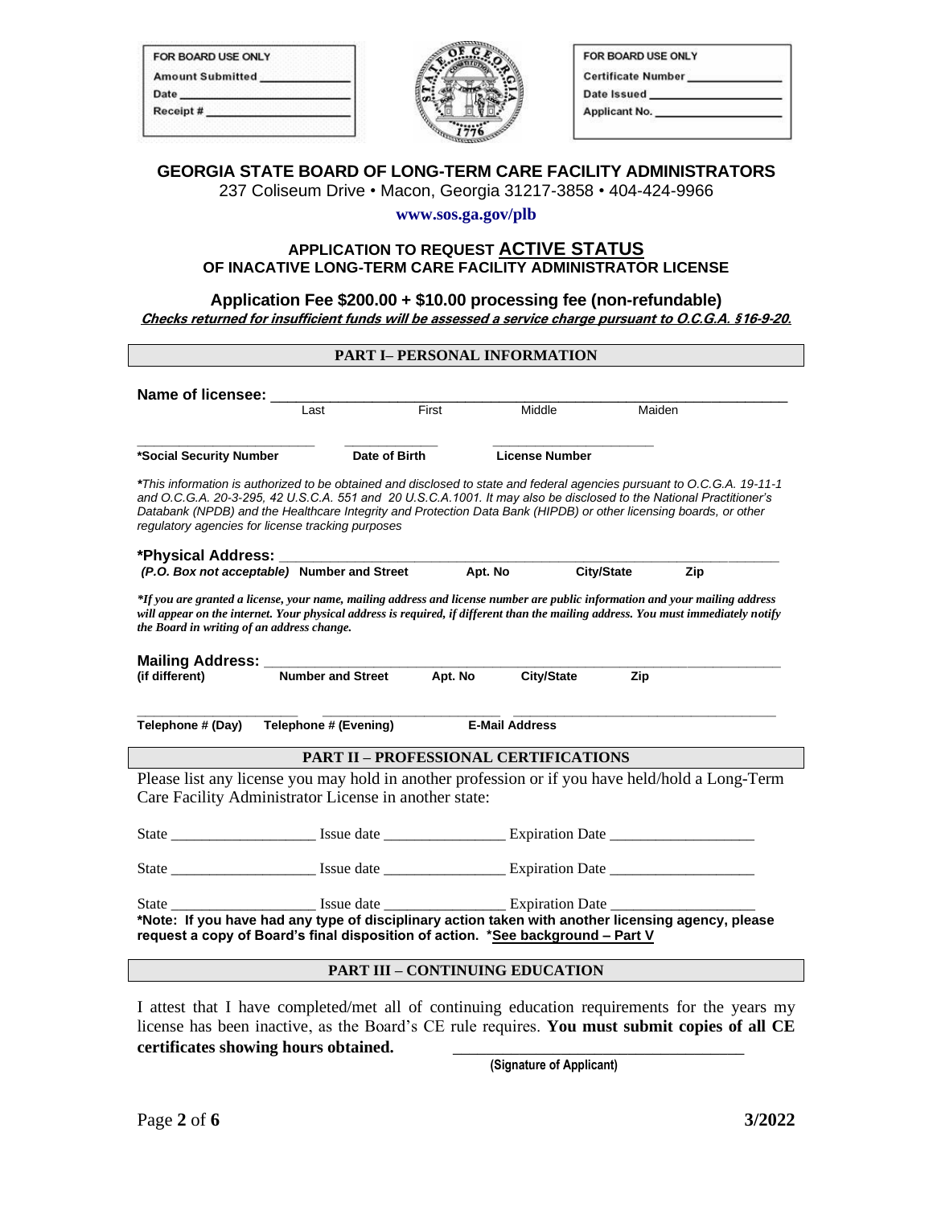| FOR BOARD USE ONLY |
| --- |
| Amount Submitted ____________ |
| Date ____________ |
| Receipt # ____________ |

| FOR BOARD USE ONLY |
| --- |
| Certificate Number ____________ |
| Date Issued ____________ |
| Applicant No. ____________ |

# GEORGIA STATE BOARD OF LONG-TERM CARE FACILITY ADMINISTRATORS

237 Coliseum Drive • Macon, Georgia 31217-3858 • 404-424-9966

**www.sos.ga.gov/plb**

## APPLICATION TO REQUEST ACTIVE STATUS OF INACATIVE LONG-TERM CARE FACILITY ADMINISTRATOR LICENSE

**Application Fee $200.00 + $10.00 processing fee (non-refundable)**

***Checks returned for insufficient funds will be assessed a service charge pursuant to O.C.G.A. §16-9-20.***

## PART I– PERSONAL INFORMATION

**Name of licensee:** ______________________________________________
Last First Middle Maiden

______________________ ______________ ______________________
**\*Social Security Number** **Date of Birth** **License Number**

*\*This information is authorized to be obtained and disclosed to state and federal agencies pursuant to O.C.G.A. 19-11-1 and O.C.G.A. 20-3-295, 42 U.S.C.A. 551 and 20 U.S.C.A.1001. It may also be disclosed to the National Practitioner's Databank (NPDB) and the Healthcare Integrity and Protection Data Bank (HIPDB) or other licensing boards, or other regulatory agencies for license tracking purposes*

**\*Physical Address:** ______________________________________________
***(P.O. Box not acceptable)*** **Number and Street** **Apt. No** **City/State** **Zip**

***\*If you are granted a license, your name, mailing address and license number are public information and your mailing address will appear on the internet. Your physical address is required, if different than the mailing address. You must immediately notify the Board in writing of an address change.***

**Mailing Address:** ______________________________________________
**(if different)** **Number and Street** **Apt. No** **City/State** **Zip**

______________________ ______________________ ______________________
**Telephone # (Day)** **Telephone # (Evening)** **E-Mail Address**

## PART II – PROFESSIONAL CERTIFICATIONS

Please list any license you may hold in another profession or if you have held/hold a Long-Term Care Facility Administrator License in another state:

State ________________ Issue date ______________ Expiration Date ________________

State ________________ Issue date ______________ Expiration Date ________________

State ________________ Issue date ______________ Expiration Date ________________

**\*Note: If you have had any type of disciplinary action taken with another licensing agency, please request a copy of Board's final disposition of action. \*See background – Part V**

## PART III – CONTINUING EDUCATION

I attest that I have completed/met all of continuing education requirements for the years my license has been inactive, as the Board's CE rule requires. **You must submit copies of all CE certificates showing hours obtained.**

______________________________
**(Signature of Applicant)**

3/2022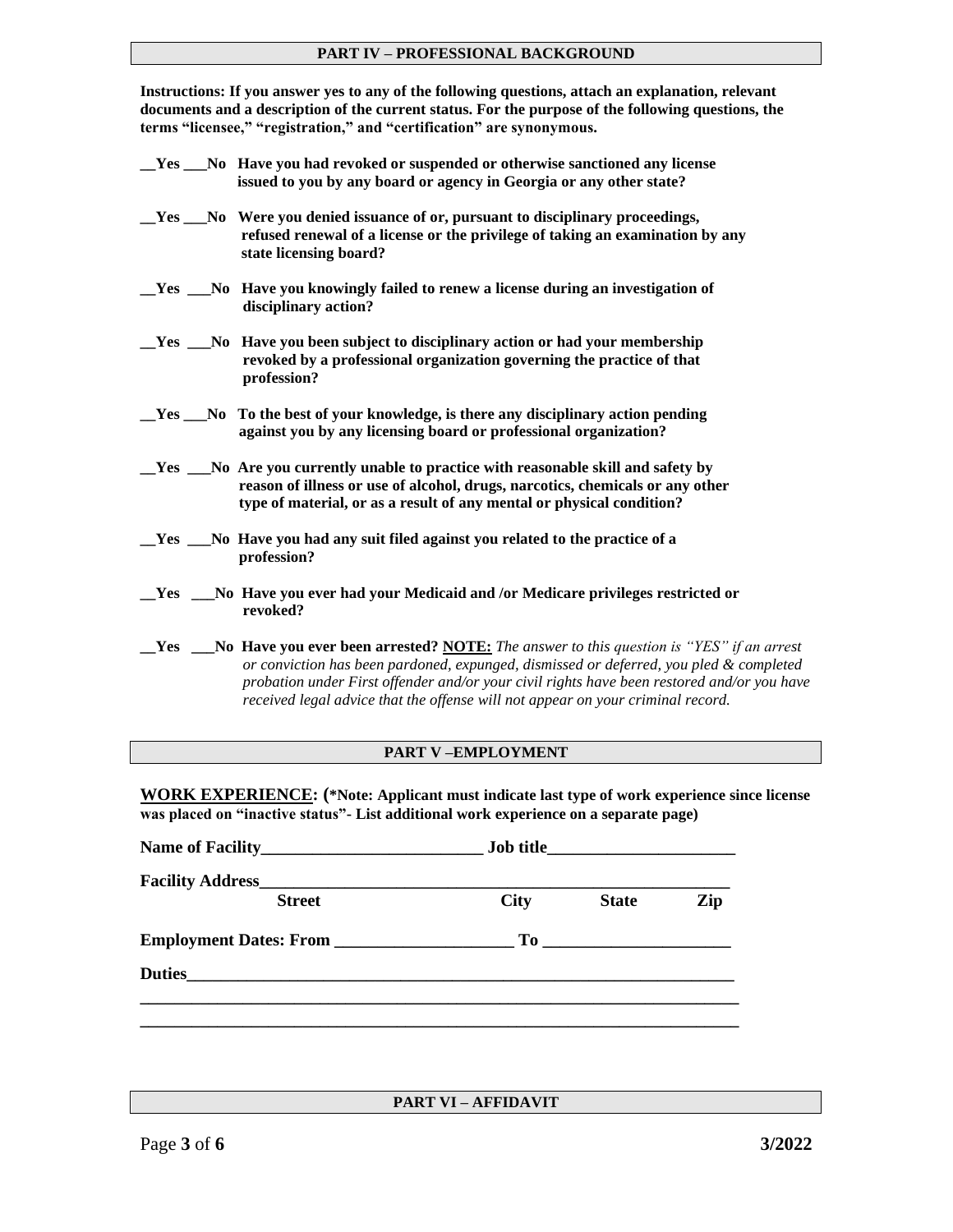## PART IV – PROFESSIONAL BACKGROUND

**Instructions: If you answer yes to any of the following questions, attach an explanation, relevant documents and a description of the current status. For the purpose of the following questions, the terms "licensee," "registration," and "certification" are synonymous.**

**__Yes ___No Have you had revoked or suspended or otherwise sanctioned any license issued to you by any board or agency in Georgia or any other state?**

**__Yes ___No Were you denied issuance of or, pursuant to disciplinary proceedings, refused renewal of a license or the privilege of taking an examination by any state licensing board?**

**__Yes ___No Have you knowingly failed to renew a license during an investigation of disciplinary action?**

**__Yes ___No Have you been subject to disciplinary action or had your membership revoked by a professional organization governing the practice of that profession?**

**__Yes ___No To the best of your knowledge, is there any disciplinary action pending against you by any licensing board or professional organization?**

**__Yes ___No Are you currently unable to practice with reasonable skill and safety by reason of illness or use of alcohol, drugs, narcotics, chemicals or any other type of material, or as a result of any mental or physical condition?**

**__Yes ___No Have you had any suit filed against you related to the practice of a profession?**

**__Yes ___No Have you ever had your Medicaid and /or Medicare privileges restricted or revoked?**

**__Yes ___No Have you ever been arrested? NOTE:** *The answer to this question is "YES" if an arrest or conviction has been pardoned, expunged, dismissed or deferred, you pled & completed probation under First offender and/or your civil rights have been restored and/or you have received legal advice that the offense will not appear on your criminal record.*

## PART V –EMPLOYMENT

**WORK EXPERIENCE: (*Note: Applicant must indicate last type of work experience since license was placed on "inactive status"- List additional work experience on a separate page)**

**Name of Facility**___________________________ **Job title**______________________

**Facility Address**_______________________________________________________

**Street** **City** **State** **Zip**

**Employment Dates: From** _____________________ **To** ______________________

**Duties**_____________________________________________________________

_____________________________________________________________________

_____________________________________________________________________

## PART VI – AFFIDAVIT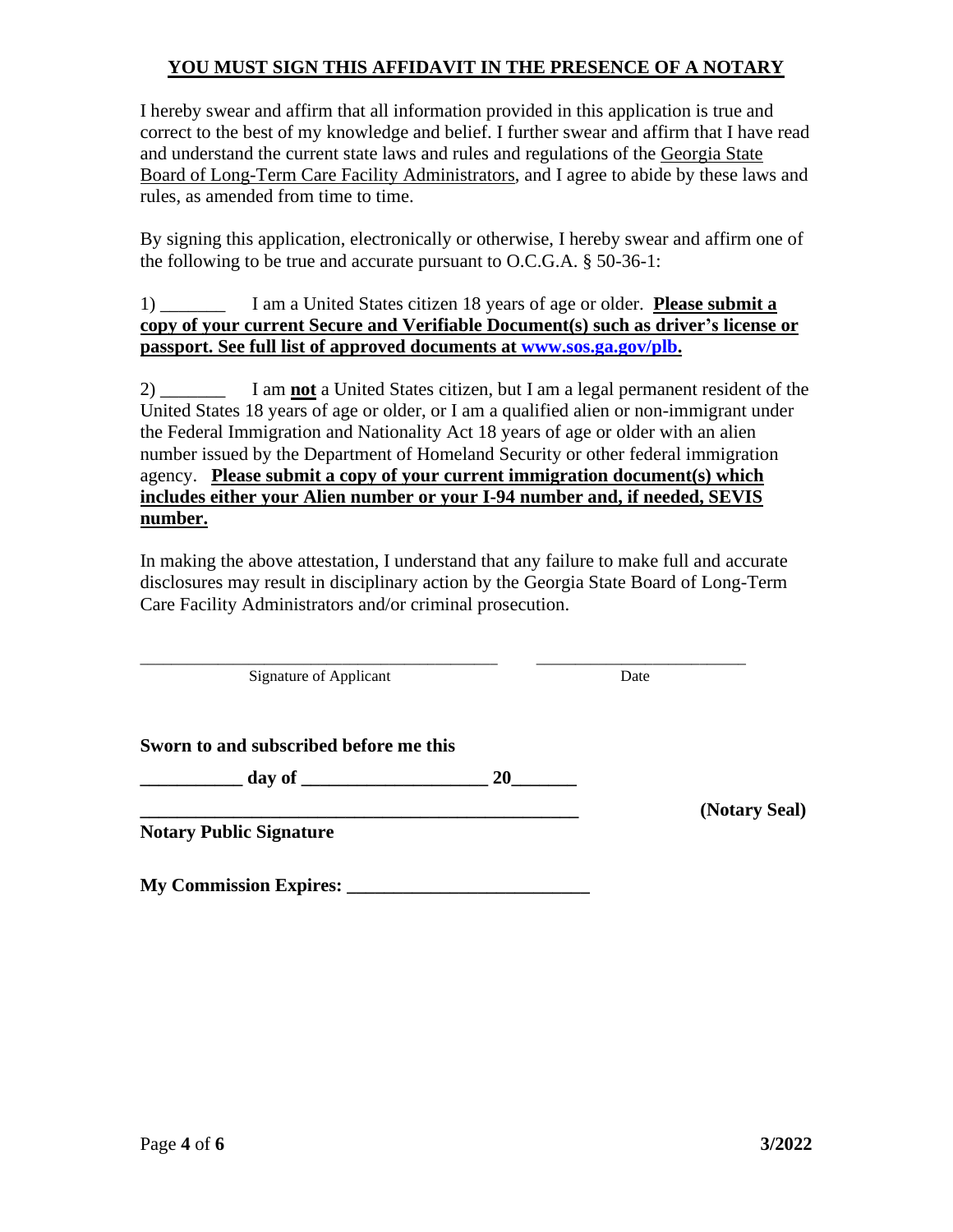**<u>YOU MUST SIGN THIS AFFIDAVIT IN THE PRESENCE OF A NOTARY</u>**

I hereby swear and affirm that all information provided in this application is true and correct to the best of my knowledge and belief. I further swear and affirm that I have read and understand the current state laws and rules and regulations of the <u>Georgia State Board of Long-Term Care Facility Administrators</u>, and I agree to abide by these laws and rules, as amended from time to time.

By signing this application, electronically or otherwise, I hereby swear and affirm one of the following to be true and accurate pursuant to O.C.G.A. § 50-36-1:

1) _______ I am a United States citizen 18 years of age or older. **<u>Please submit a copy of your current Secure and Verifiable Document(s) such as driver's license or passport. See full list of approved documents at www.sos.ga.gov/plb.</u>**

2) _______ I am **<u>not</u>** a United States citizen, but I am a legal permanent resident of the United States 18 years of age or older, or I am a qualified alien or non-immigrant under the Federal Immigration and Nationality Act 18 years of age or older with an alien number issued by the Department of Homeland Security or other federal immigration agency. **<u>Please submit a copy of your current immigration document(s) which includes either your Alien number or your I-94 number and, if needed, SEVIS number.</u>**

In making the above attestation, I understand that any failure to make full and accurate disclosures may result in disciplinary action by the Georgia State Board of Long-Term Care Facility Administrators and/or criminal prosecution.

_________________________________________ ________________________

Signature of Applicant Date

**Sworn to and subscribed before me this**

**___________ day of ____________________ 20_______**

**_________________________________________________ (Notary Seal)**

**Notary Public Signature**

**My Commission Expires: __________________________**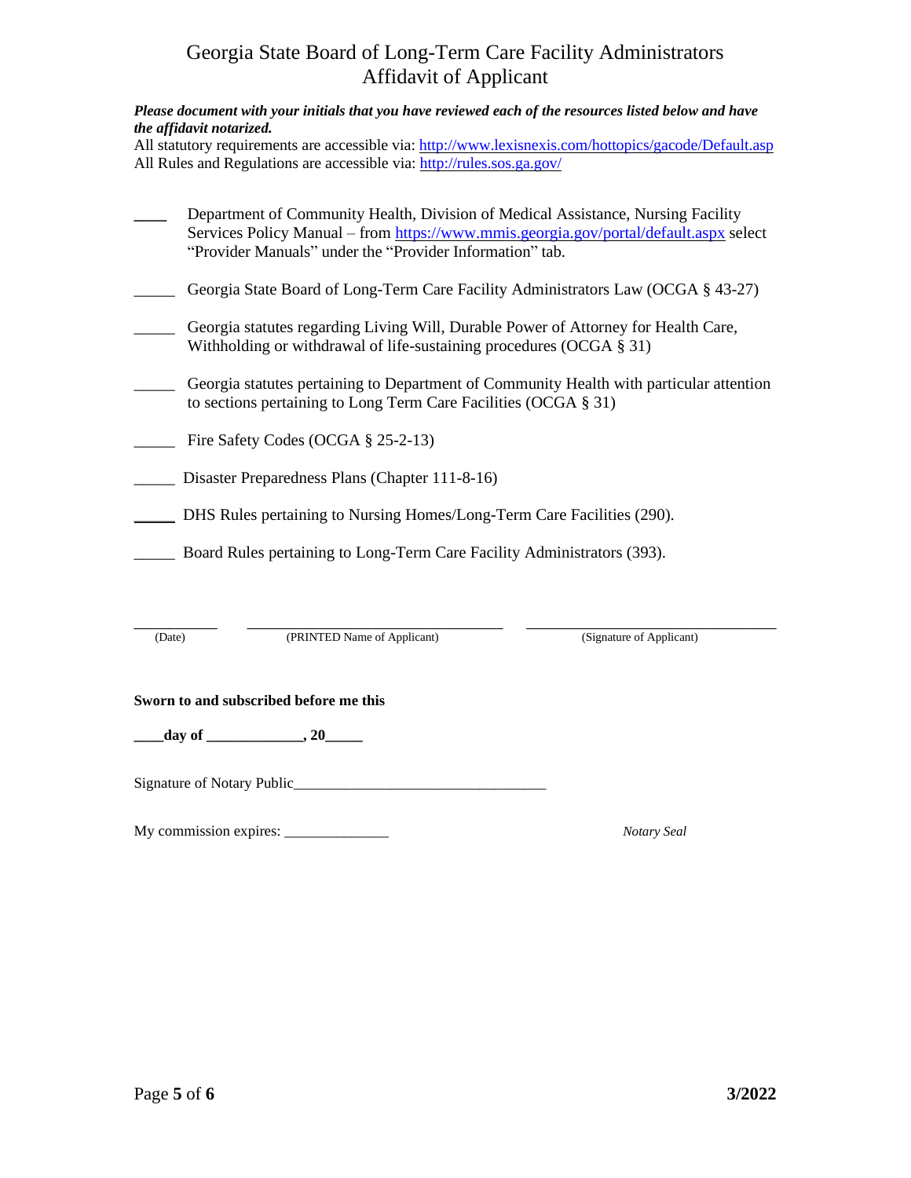# Georgia State Board of Long-Term Care Facility Administrators
# Affidavit of Applicant

***Please document with your initials that you have reviewed each of the resources listed below and have the affidavit notarized.***

All statutory requirements are accessible via: http://www.lexisnexis.com/hottopics/gacode/Default.asp
All Rules and Regulations are accessible via: http://rules.sos.ga.gov/

____ Department of Community Health, Division of Medical Assistance, Nursing Facility Services Policy Manual – from https://www.mmis.georgia.gov/portal/default.aspx select "Provider Manuals" under the "Provider Information" tab.

_____ Georgia State Board of Long-Term Care Facility Administrators Law (OCGA § 43-27)

_____ Georgia statutes regarding Living Will, Durable Power of Attorney for Health Care, Withholding or withdrawal of life-sustaining procedures (OCGA § 31)

_____ Georgia statutes pertaining to Department of Community Health with particular attention to sections pertaining to Long Term Care Facilities (OCGA § 31)

_____ Fire Safety Codes (OCGA § 25-2-13)

_____ Disaster Preparedness Plans (Chapter 111-8-16)

_____ DHS Rules pertaining to Nursing Homes/Long-Term Care Facilities (290).

_____ Board Rules pertaining to Long-Term Care Facility Administrators (393).

__________ ______________________________ ______________________________
(Date) (PRINTED Name of Applicant) (Signature of Applicant)

**Sworn to and subscribed before me this**

**____day of ____________, 20_____**

Signature of Notary Public________________________________

My commission expires: ______________

*Notary Seal*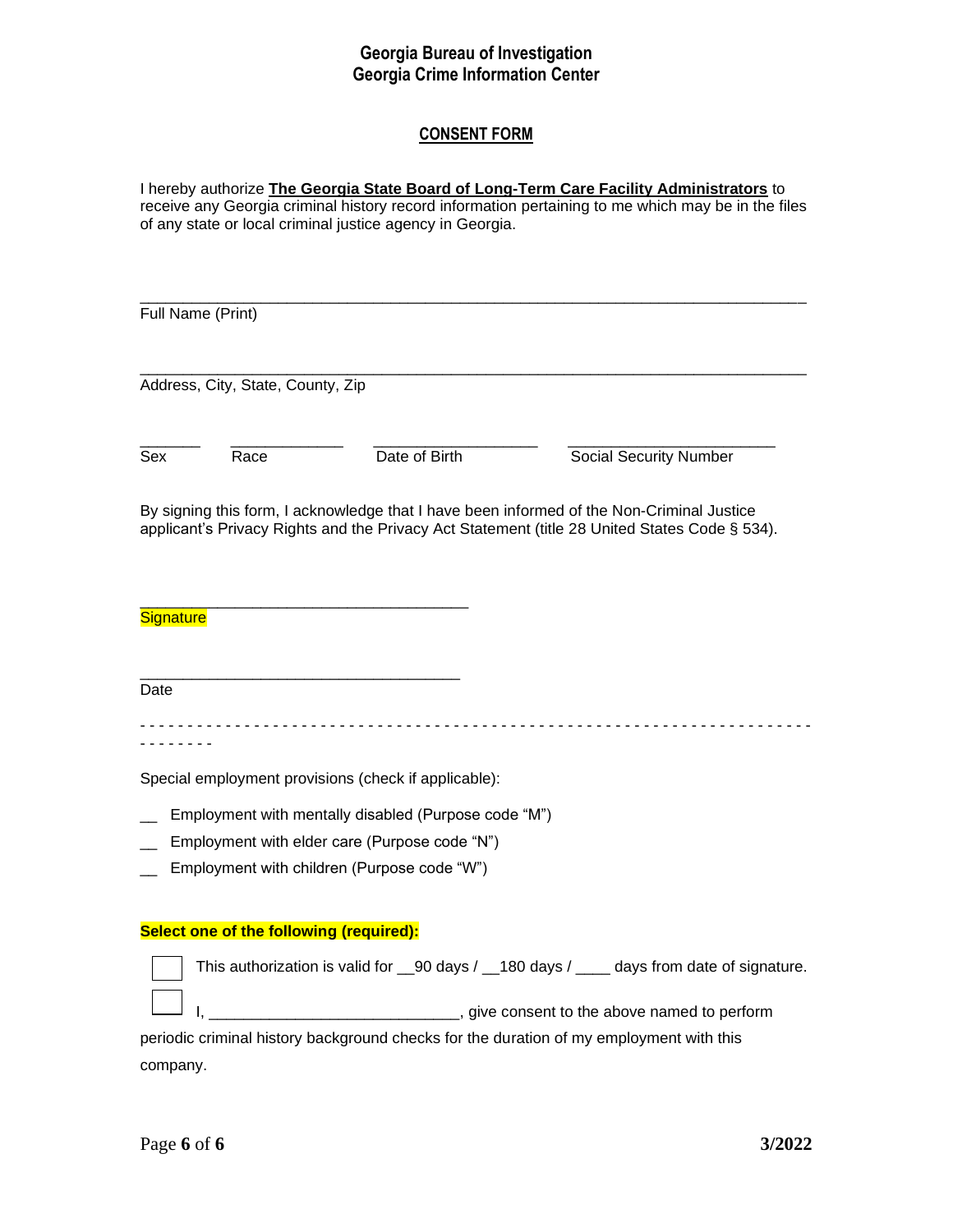**Georgia Bureau of Investigation**
**Georgia Crime Information Center**

## CONSENT FORM

I hereby authorize **The Georgia State Board of Long-Term Care Facility Administrators** to receive any Georgia criminal history record information pertaining to me which may be in the files of any state or local criminal justice agency in Georgia.

\_\_\_\_\_\_\_\_\_\_\_\_\_\_\_\_\_\_\_\_\_\_\_\_\_\_\_\_\_\_\_\_\_\_\_\_\_\_\_\_\_\_\_\_\_\_\_\_\_\_\_\_\_\_\_\_\_\_\_\_\_\_\_\_\_\_\_\_\_\_
Full Name (Print)

\_\_\_\_\_\_\_\_\_\_\_\_\_\_\_\_\_\_\_\_\_\_\_\_\_\_\_\_\_\_\_\_\_\_\_\_\_\_\_\_\_\_\_\_\_\_\_\_\_\_\_\_\_\_\_\_\_\_\_\_\_\_\_\_\_\_\_\_\_\_
Address, City, State, County, Zip

\_\_\_\_\_\_\_ \_\_\_\_\_\_\_\_\_\_\_\_\_ \_\_\_\_\_\_\_\_\_\_\_\_\_\_\_\_\_\_\_ \_\_\_\_\_\_\_\_\_\_\_\_\_\_\_\_\_\_\_\_\_\_\_\_
Sex Race Date of Birth Social Security Number

By signing this form, I acknowledge that I have been informed of the Non-Criminal Justice applicant's Privacy Rights and the Privacy Act Statement (title 28 United States Code § 534).

\_\_\_\_\_\_\_\_\_\_\_\_\_\_\_\_\_\_\_\_\_\_\_\_\_\_\_\_\_\_\_\_\_\_\_\_\_\_
Signature

\_\_\_\_\_\_\_\_\_\_\_\_\_\_\_\_\_\_\_\_\_\_\_\_\_\_\_\_\_\_\_\_\_\_\_\_\_\_
Date

- - - - - - - - - - - - - - - - - - - - - - - - - - - - - - - - - - - - - - - - - - - - - - - - - - - - - - - - - - - - - - - - - - - - - - - - - - - - - - -

Special employment provisions (check if applicable):

\_\_ Employment with mentally disabled (Purpose code "M")
\_\_ Employment with elder care (Purpose code "N")
\_\_ Employment with children (Purpose code "W")

**Select one of the following (required):**

☐ This authorization is valid for \_\_90 days / \_\_180 days / \_\_\_\_ days from date of signature.

☐ I, \_\_\_\_\_\_\_\_\_\_\_\_\_\_\_\_\_\_\_\_\_\_\_\_\_\_\_\_, give consent to the above named to perform periodic criminal history background checks for the duration of my employment with this company.